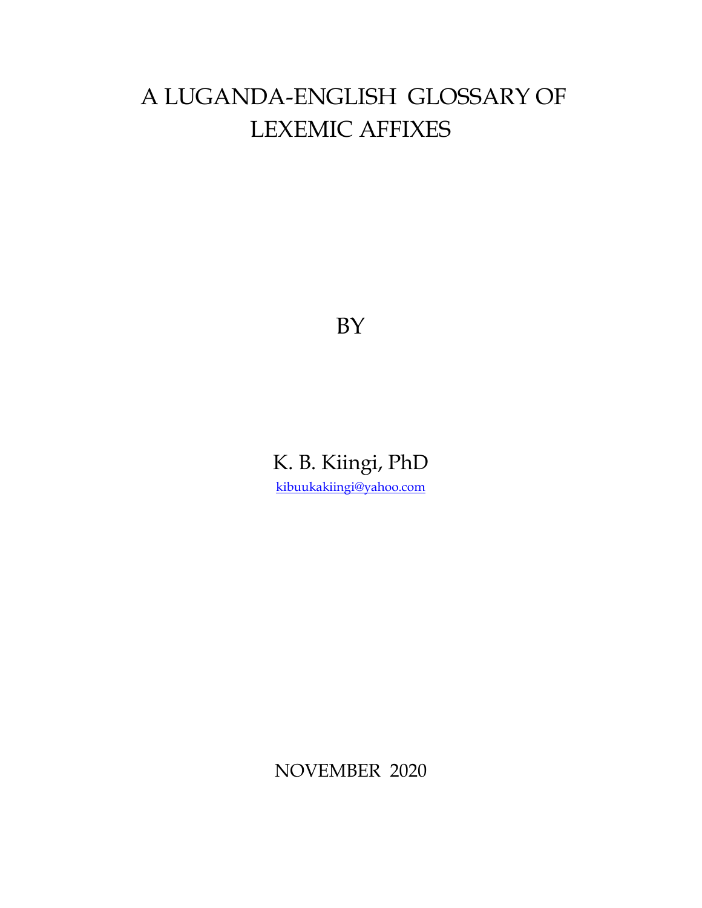# A LUGANDA-ENGLISH GLOSSARY OF LEXEMIC AFFIXES

BY

K. B. Kiingi, PhD

kibuukakiingi@yahoo.com

NOVEMBER 2020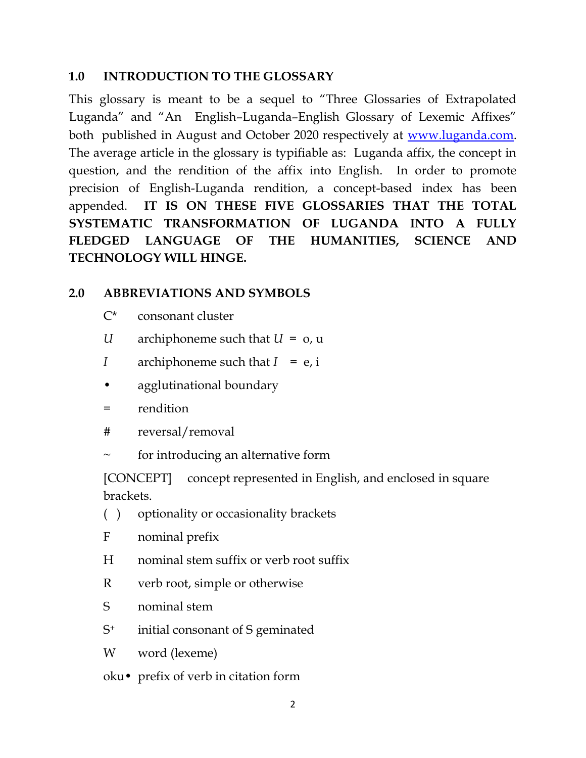## 1.0 INTRODUCTION TO THE GLOSSARY

This glossary is meant to be a sequel to "Three Glossaries of Extrapolated Luganda" and "An English–Luganda–English Glossary of Lexemic Affixes" both published in August and October 2020 respectively at www.luganda.com. The average article in the glossary is typifiable as: Luganda affix, the concept in question, and the rendition of the affix into English. In order to promote precision of English-Luganda rendition, a concept-based index has been appended. **IT IS ON THESE FIVE GLOSSARIES THAT THE TOTAL SYSTEMATIC TRANSFORMATION OF LUGANDA INTO A FULLY FLEDGED LANGUAGE OF THE HUMANITIES, SCIENCE AND TECHNOLOGY WILL HINGE.**

## 2.0 ABBREVIATIONS AND SYMBOLS

| | |
|---|---|
| C* | consonant cluster |
| *U* | archiphoneme such that *U* = o, u |
| *I* | archiphoneme such that *I* = e, i |
| • | agglutinational boundary |
| = | rendition |
| # | reversal/removal |
| ~ | for introducing an alternative form |
| [CONCEPT] | concept represented in English, and enclosed in square brackets. |
| ( ) | optionality or occasionality brackets |
| F | nominal prefix |
| H | nominal stem suffix or verb root suffix |
| R | verb root, simple or otherwise |
| S | nominal stem |
| $S^+$ | initial consonant of S geminated |
| W | word (lexeme) |
| oku• | prefix of verb in citation form |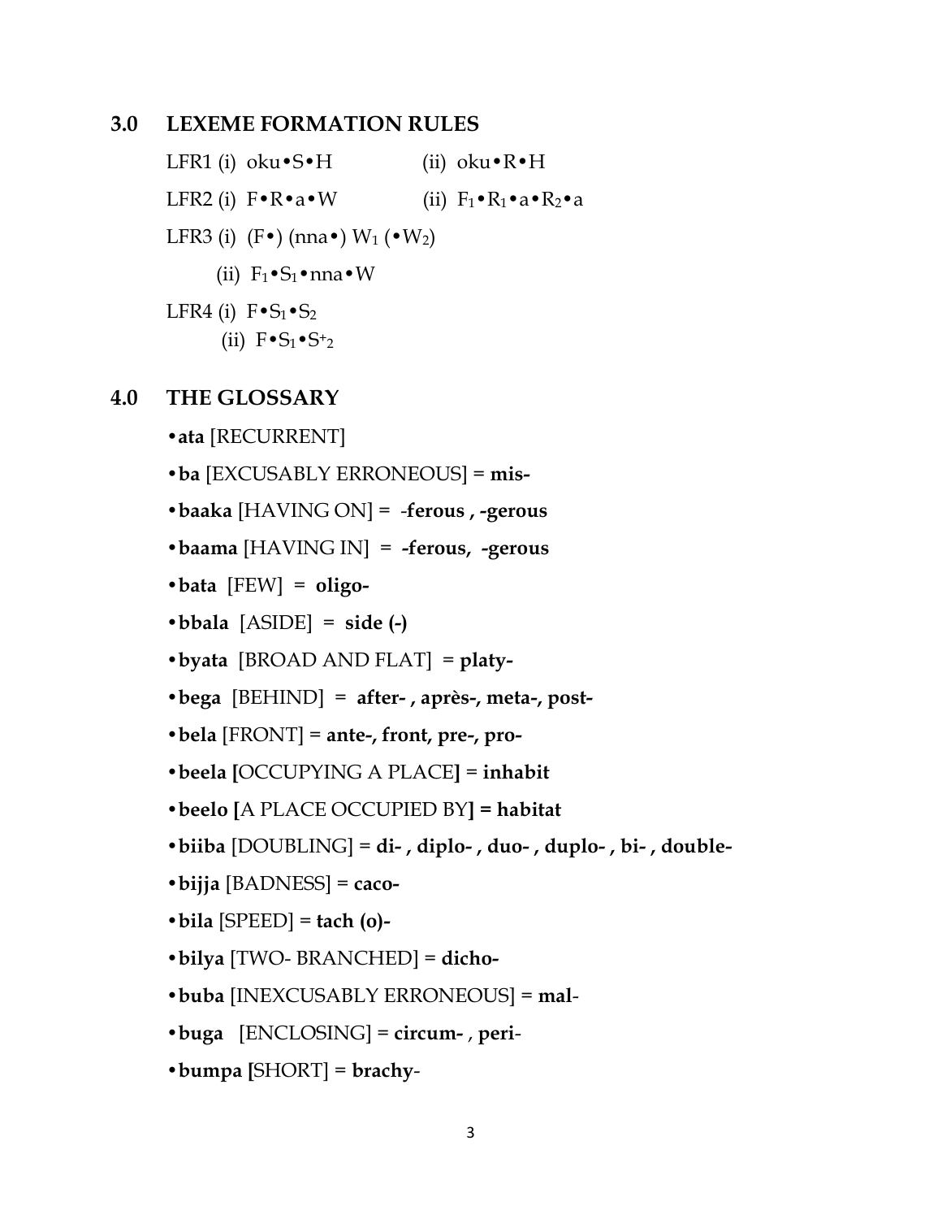## 3.0 LEXEME FORMATION RULES

LFR1 (i) oku•S•H (ii) oku•R•H

LFR2 (i) F•R•a•W (ii) $F_1$•$R_1$•a•$R_2$•a

LFR3 (i) (F•) (nna•) $W_1$ (•$W_2$)

(ii) $F_1$•$S_1$•nna•W

LFR4 (i) F•$S_1$•$S_2$

(ii) F•$S_1$•$S^{+}_2$

## 4.0 THE GLOSSARY

•**ata** [RECURRENT]

•**ba** [EXCUSABLY ERRONEOUS] = **mis-**

•**baaka** [HAVING ON] = **-ferous , -gerous**

•**baama** [HAVING IN] = **-ferous, -gerous**

•**bata** [FEW] = **oligo-**

•**bbala** [ASIDE] = **side (-)**

•**byata** [BROAD AND FLAT] = **platy-**

•**bega** [BEHIND] = **after- , après-, meta-, post-**

•**bela** [FRONT] = **ante-, front, pre-, pro-**

•**beela [**OCCUPYING A PLACE**]** = **inhabit**

•**beelo [**A PLACE OCCUPIED BY**] = habitat**

•**biiba** [DOUBLING] = **di- , diplo- , duo- , duplo- , bi- , double-**

•**bijja** [BADNESS] = **caco-**

•**bila** [SPEED] = **tach (o)-**

•**bilya** [TWO- BRANCHED] = **dicho-**

•**buba** [INEXCUSABLY ERRONEOUS] = **mal**-

•**buga** [ENCLOSING] = **circum-** , **peri**-

•**bumpa [**SHORT] = **brachy**-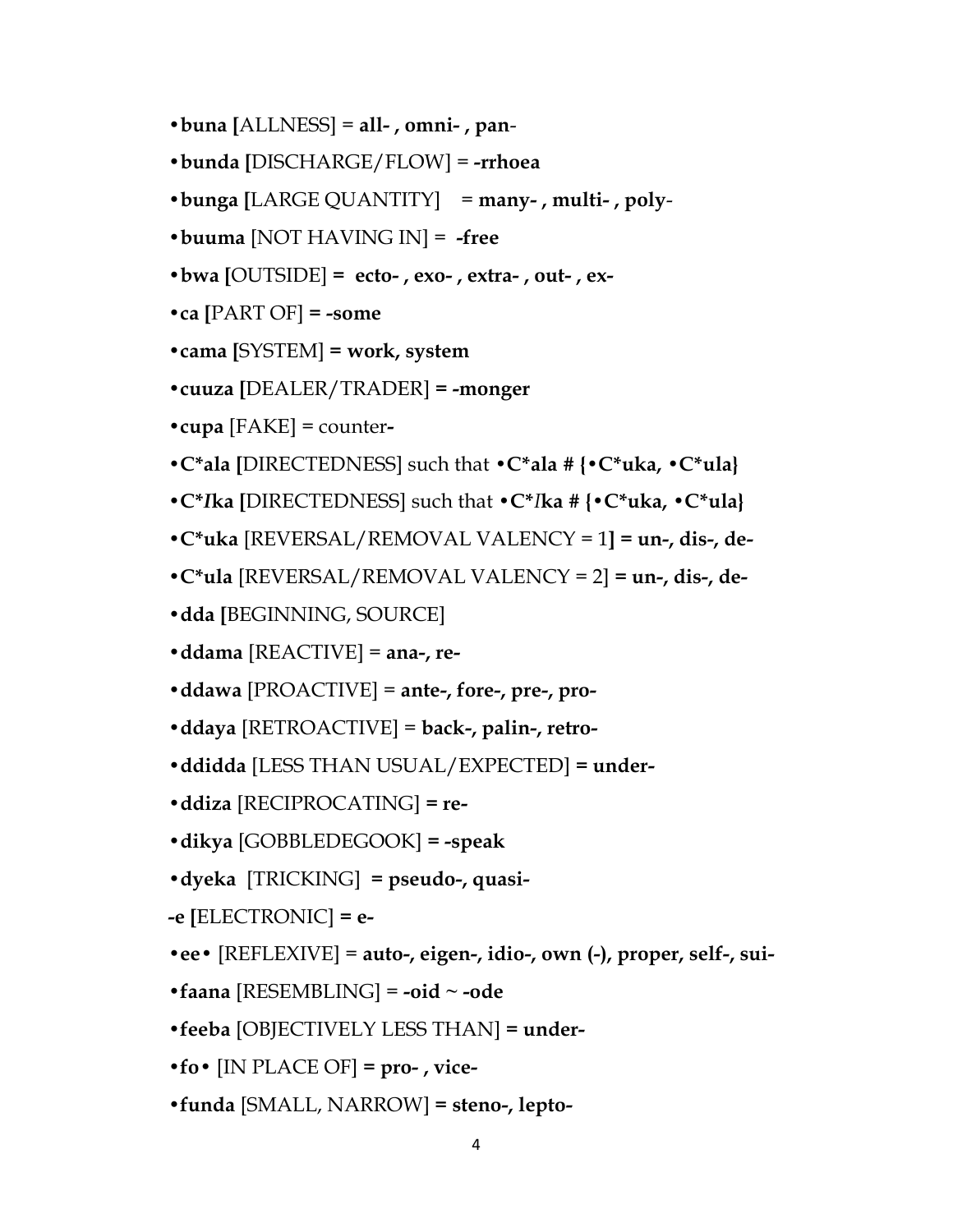•**buna [**ALLNESS] = **all- , omni- , pan**-

•**bunda [**DISCHARGE/FLOW] = **-rrhoea**

•**bunga [**LARGE QUANTITY] = **many- , multi- , poly**-

•**buuma** [NOT HAVING IN] = **-free**

•**bwa [**OUTSIDE] **= ecto- , exo- , extra- , out- , ex-**

•**ca [**PART OF] **= -some**

•**cama [**SYSTEM] **= work, system**

•**cuuza [**DEALER/TRADER] **= -monger**

•**cupa** [FAKE] = counter**-**

•**C*ala [**DIRECTEDNESS] such that **•C*ala # {•C*uka, •C*ula}**

•**C*_I_ka [**DIRECTEDNESS] such that **•C*_I_ka # {•C*uka, •C*ula}**

•**C*uka** [REVERSAL/REMOVAL VALENCY = 1**] = un-, dis-, de-**

•**C*ula** [REVERSAL/REMOVAL VALENCY = 2] **= un-, dis-, de-**

•**dda [**BEGINNING, SOURCE]

•**ddama** [REACTIVE] = **ana-, re-**

•**ddawa** [PROACTIVE] = **ante-, fore-, pre-, pro-**

•**ddaya** [RETROACTIVE] = **back-, palin-, retro-**

•**ddidda** [LESS THAN USUAL/EXPECTED] **= under-**

•**ddiza** [RECIPROCATING] **= re-**

•**dikya** [GOBBLEDEGOOK] **= -speak**

•**dyeka** [TRICKING] **= pseudo-, quasi-**

**-e [**ELECTRONIC] **= e-**

•**ee•** [REFLEXIVE] = **auto-, eigen-, idio-, own (-), proper, self-, sui-**

•**faana** [RESEMBLING] = **-oid ~ -ode**

•**feeba** [OBJECTIVELY LESS THAN] **= under-**

•**fo•** [IN PLACE OF] **= pro- , vice-**

•**funda** [SMALL, NARROW] **= steno-, lepto-**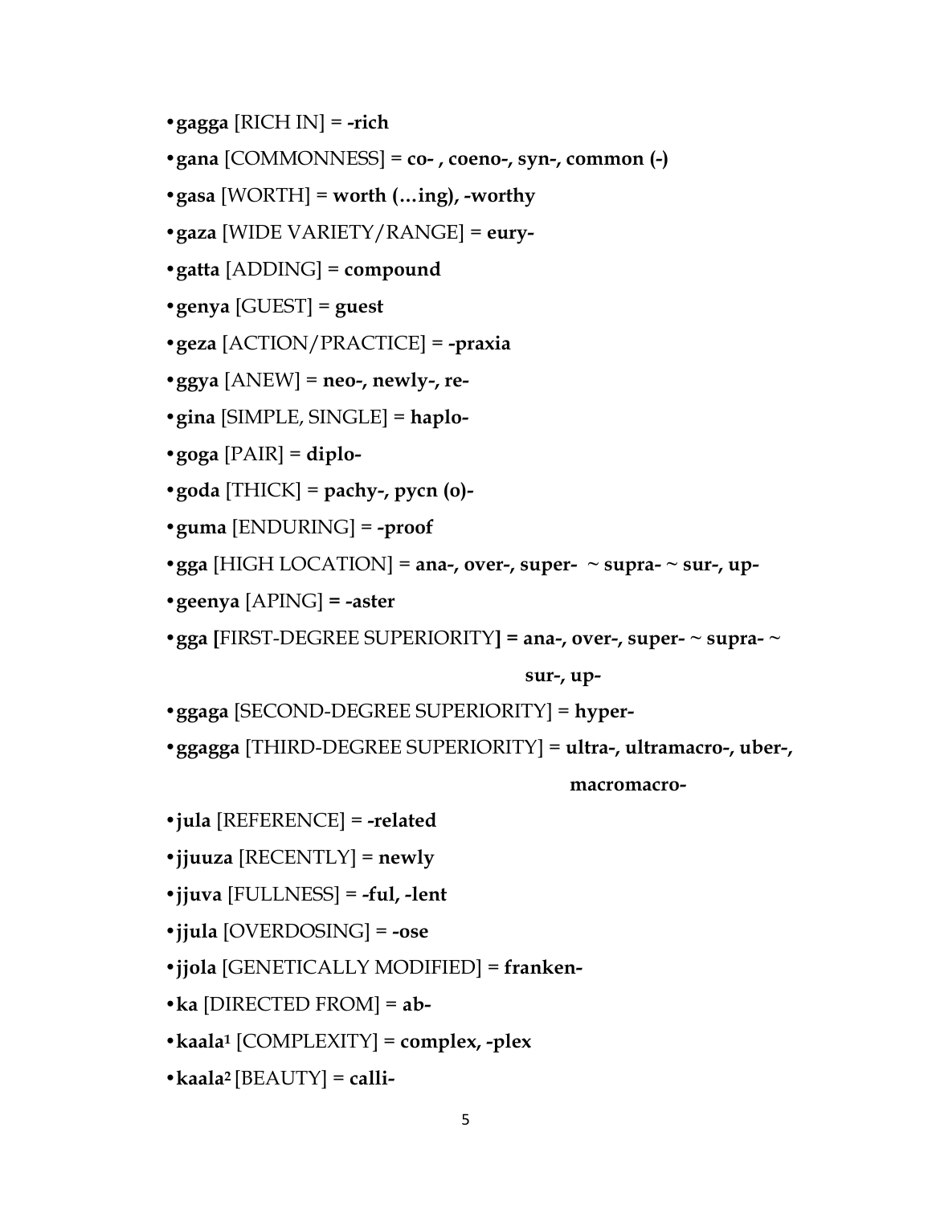- **gagga** [RICH IN] = **-rich**
- **gana** [COMMONNESS] = **co- , coeno-, syn-, common (-)**
- **gasa** [WORTH] = **worth (…ing), -worthy**
- **gaza** [WIDE VARIETY/RANGE] = **eury-**
- **gatta** [ADDING] = **compound**
- **genya** [GUEST] = **guest**
- **geza** [ACTION/PRACTICE] = **-praxia**
- **ggya** [ANEW] = **neo-, newly-, re-**
- **gina** [SIMPLE, SINGLE] = **haplo-**
- **goga** [PAIR] = **diplo-**
- **goda** [THICK] = **pachy-, pycn (o)-**
- **guma** [ENDURING] = **-proof**
- **gga** [HIGH LOCATION] = **ana-, over-, super- ~ supra- ~ sur-, up-**
- **geenya** [APING] **= -aster**
- **gga [**FIRST-DEGREE SUPERIORITY**] = ana-, over-, super- ~ supra- ~ sur-, up-**
- **ggaga** [SECOND-DEGREE SUPERIORITY] = **hyper-**
- **ggagga** [THIRD-DEGREE SUPERIORITY] = **ultra-, ultramacro-, uber-, macromacro-**
- **jula** [REFERENCE] = **-related**
- **jjuuza** [RECENTLY] = **newly**
- **jjuva** [FULLNESS] = **-ful, -lent**
- **jjula** [OVERDOSING] = **-ose**
- **jjola** [GENETICALLY MODIFIED] = **franken-**
- **ka** [DIRECTED FROM] = **ab-**
- **kaala**[1] [COMPLEXITY] = **complex, -plex**
- **kaala**[2] [BEAUTY] = **calli-**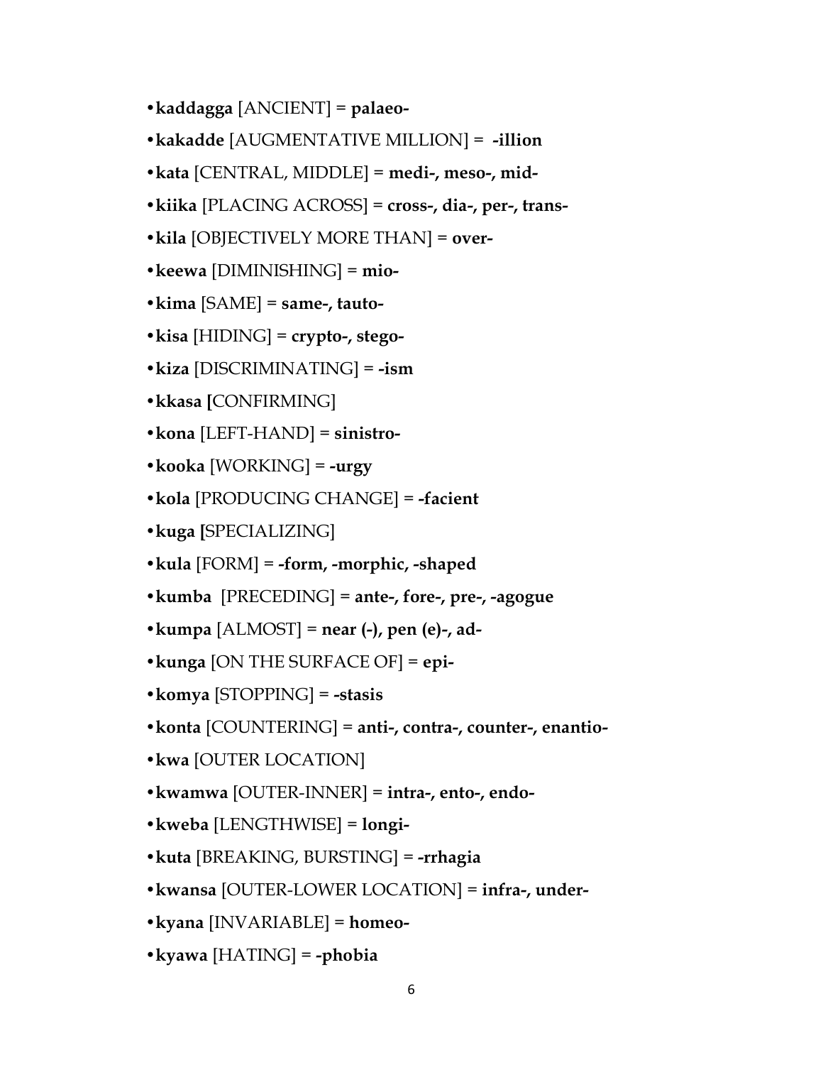- **kaddagga** [ANCIENT] = **palaeo-**
- **kakadde** [AUGMENTATIVE MILLION] = **-illion**
- **kata** [CENTRAL, MIDDLE] = **medi-, meso-, mid-**
- **kiika** [PLACING ACROSS] = **cross-, dia-, per-, trans-**
- **kila** [OBJECTIVELY MORE THAN] = **over-**
- **keewa** [DIMINISHING] = **mio-**
- **kima** [SAME] = **same-, tauto-**
- **kisa** [HIDING] = **crypto-, stego-**
- **kiza** [DISCRIMINATING] = **-ism**
- **kkasa [**CONFIRMING]
- **kona** [LEFT-HAND] = **sinistro-**
- **kooka** [WORKING] = **-urgy**
- **kola** [PRODUCING CHANGE] = **-facient**
- **kuga [**SPECIALIZING]
- **kula** [FORM] = **-form, -morphic, -shaped**
- **kumba** [PRECEDING] = **ante-, fore-, pre-, -agogue**
- **kumpa** [ALMOST] = **near (-), pen (e)-, ad-**
- **kunga** [ON THE SURFACE OF] = **epi-**
- **komya** [STOPPING] = **-stasis**
- **konta** [COUNTERING] = **anti-, contra-, counter-, enantio-**
- **kwa** [OUTER LOCATION]
- **kwamwa** [OUTER-INNER] = **intra-, ento-, endo-**
- **kweba** [LENGTHWISE] = **longi-**
- **kuta** [BREAKING, BURSTING] = **-rrhagia**
- **kwansa** [OUTER-LOWER LOCATION] = **infra-, under-**
- **kyana** [INVARIABLE] = **homeo-**
- **kyawa** [HATING] = **-phobia**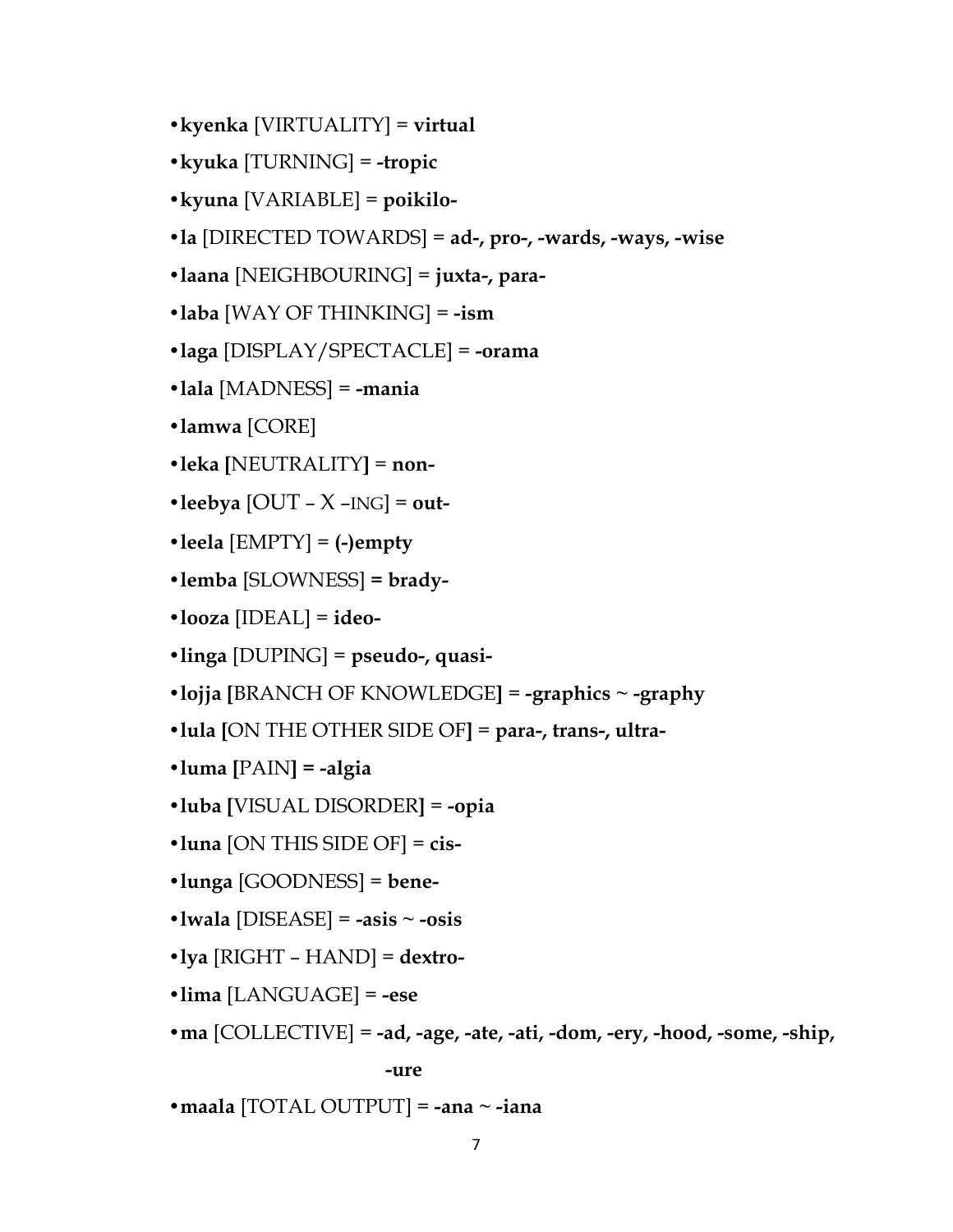- **kyenka** [VIRTUALITY] = **virtual**
- **kyuka** [TURNING] = **-tropic**
- **kyuna** [VARIABLE] = **poikilo-**
- **la** [DIRECTED TOWARDS] = **ad-, pro-, -wards, -ways, -wise**
- **laana** [NEIGHBOURING] = **juxta-, para-**
- **laba** [WAY OF THINKING] = **-ism**
- **laga** [DISPLAY/SPECTACLE] = **-orama**
- **lala** [MADNESS] = **-mania**
- **lamwa** [CORE]
- **leka** [NEUTRALITY] = **non-**
- **leebya** [OUT – X –ING] = **out-**
- **leela** [EMPTY] = **(-)empty**
- **lemba** [SLOWNESS] = **brady-**
- **looza** [IDEAL] = **ideo-**
- **linga** [DUPING] = **pseudo-, quasi-**
- **lojja** [BRANCH OF KNOWLEDGE] = **-graphics ~ -graphy**
- **lula** [ON THE OTHER SIDE OF] = **para-, trans-, ultra-**
- **luma** [PAIN] = **-algia**
- **luba** [VISUAL DISORDER] = **-opia**
- **luna** [ON THIS SIDE OF] = **cis-**
- **lunga** [GOODNESS] = **bene-**
- **lwala** [DISEASE] = **-asis ~ -osis**
- **lya** [RIGHT – HAND] = **dextro-**
- **lima** [LANGUAGE] = **-ese**
- **ma** [COLLECTIVE] = **-ad, -age, -ate, -ati, -dom, -ery, -hood, -some, -ship, -ure**
- **maala** [TOTAL OUTPUT] = **-ana ~ -iana**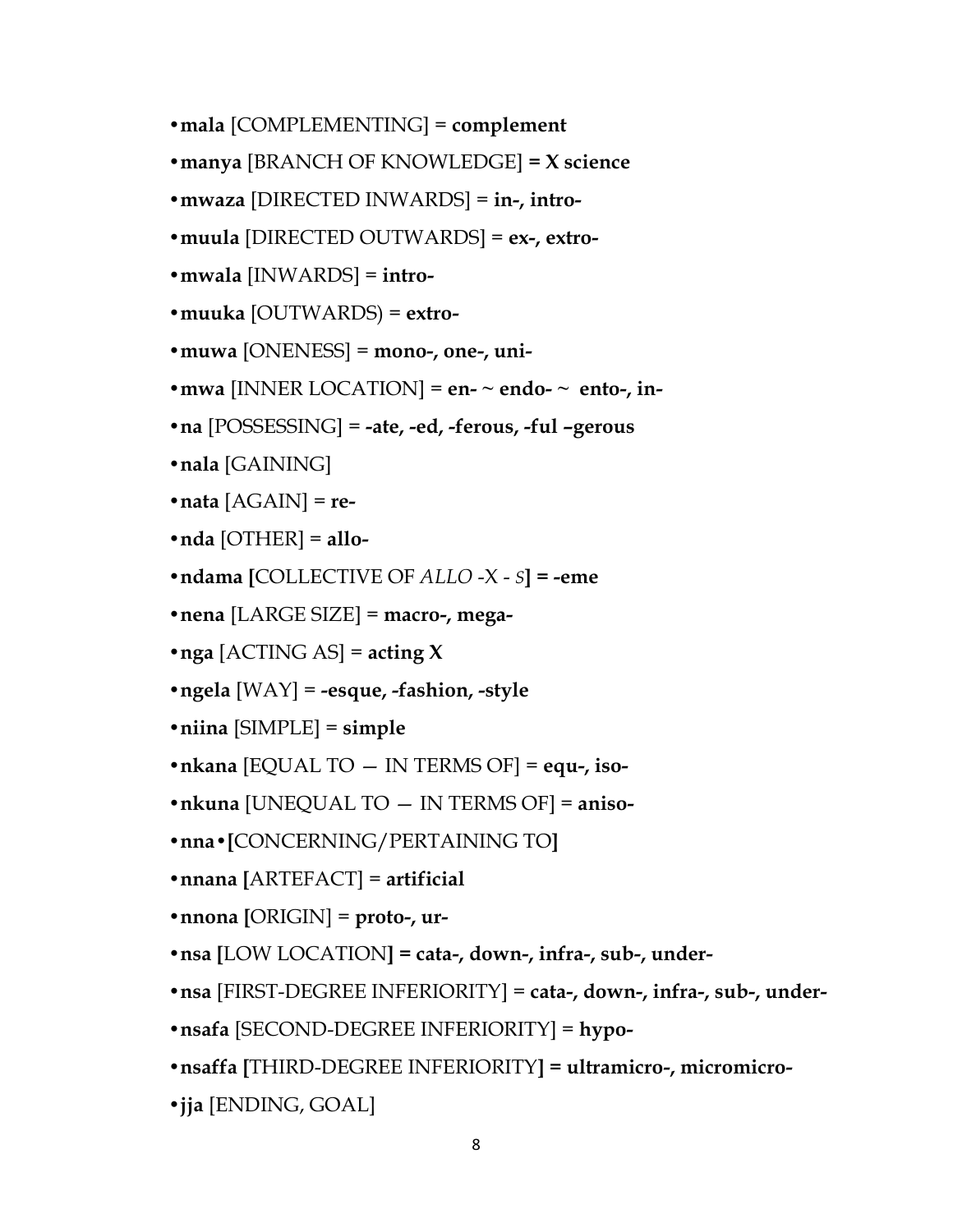- **mala** [COMPLEMENTING] = **complement**
- **manya** [BRANCH OF KNOWLEDGE] **= X science**
- **mwaza** [DIRECTED INWARDS] = **in-, intro-**
- **muula** [DIRECTED OUTWARDS] = **ex-, extro-**
- **mwala** [INWARDS] = **intro-**
- **muuka** [OUTWARDS) = **extro-**
- **muwa** [ONENESS] = **mono-, one-, uni-**
- **mwa** [INNER LOCATION] = **en- ~ endo- ~ ento-, in-**
- **na** [POSSESSING] = **-ate, -ed, -ferous, -ful –gerous**
- **nala** [GAINING]
- **nata** [AGAIN] = **re-**
- **nda** [OTHER] = **allo-**
- **ndama [**COLLECTIVE OF *ALLO* -X - *S*] **= -eme**
- **nena** [LARGE SIZE] = **macro-, mega-**
- **nga** [ACTING AS] = **acting X**
- **ngela** [WAY] = **-esque, -fashion, -style**
- **niina** [SIMPLE] = **simple**
- **nkana** [EQUAL TO — IN TERMS OF] = **equ-, iso-**
- **nkuna** [UNEQUAL TO — IN TERMS OF] = **aniso-**
- **nna•[**CONCERNING/PERTAINING TO**]**
- **nnana [**ARTEFACT] = **artificial**
- **nnona [**ORIGIN] = **proto-, ur-**
- **nsa [**LOW LOCATION**] = cata-, down-, infra-, sub-, under-**
- **nsa** [FIRST-DEGREE INFERIORITY] = **cata-, down-, infra-, sub-, under-**
- **nsafa** [SECOND-DEGREE INFERIORITY] = **hypo-**
- **nsaffa [**THIRD-DEGREE INFERIORITY**] = ultramicro-, micromicro-**
- **jja** [ENDING, GOAL]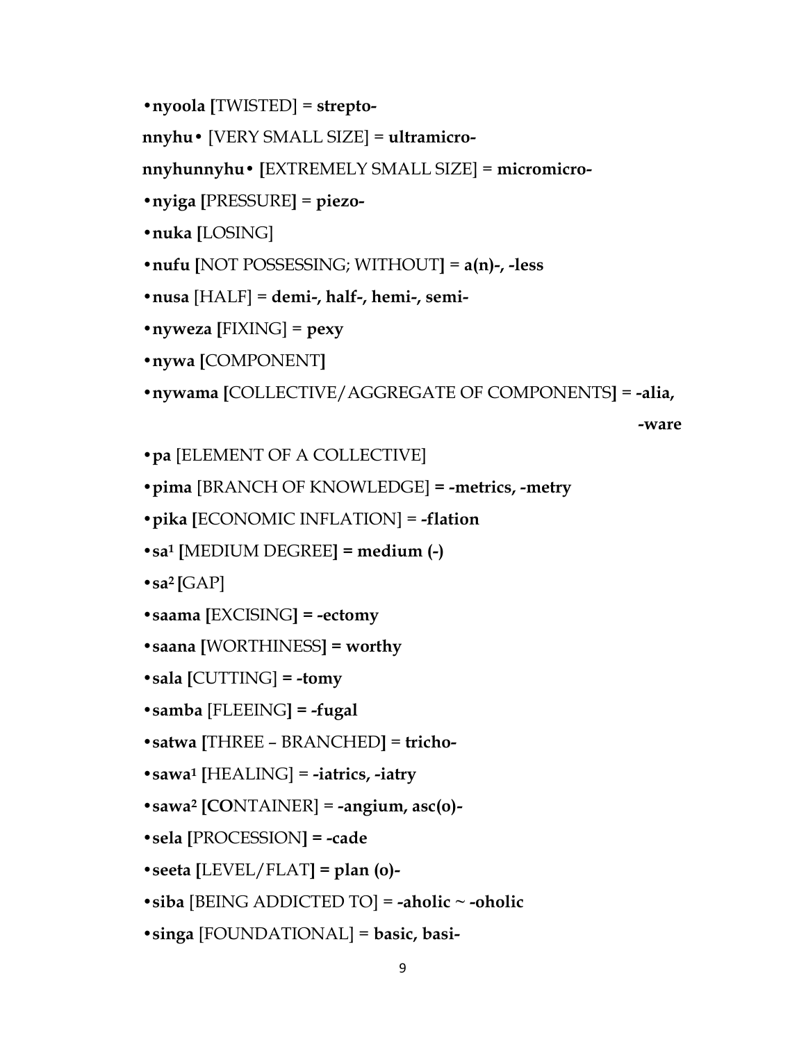•**nyoola** [TWISTED] = **strepto-**

**nnyhu•** [VERY SMALL SIZE] = **ultramicro-**

**nnyhunnyhu•** [EXTREMELY SMALL SIZE] = **micromicro-**

•**nyiga** [PRESSURE] = **piezo-**

•**nuka** [LOSING]

•**nufu** [NOT POSSESSING; WITHOUT] = **a(n)-, -less**

•**nusa** [HALF] = **demi-, half-, hemi-, semi-**

•**nyweza** [FIXING] = **pexy**

•**nywa** [COMPONENT]

•**nywama** [COLLECTIVE/AGGREGATE OF COMPONENTS] = **-alia, -ware**

•**pa** [ELEMENT OF A COLLECTIVE]

•**pima** [BRANCH OF KNOWLEDGE] = **-metrics, -metry**

•**pika** [ECONOMIC INFLATION] = **-flation**

•**sa**[1] [MEDIUM DEGREE] = **medium (-)**

•**sa**[2] [GAP]

•**saama** [EXCISING] = **-ectomy**

•**saana** [WORTHINESS] = **worthy**

•**sala** [CUTTING] = **-tomy**

•**samba** [FLEEING] = **-fugal**

•**satwa** [THREE – BRANCHED] = **tricho-**

•**sawa**[1] [HEALING] = **-iatrics, -iatry**

•**sawa**[2] [CONTAINER] = **-angium, asc(o)-**

•**sela** [PROCESSION] = **-cade**

•**seeta** [LEVEL/FLAT] = **plan (o)-**

•**siba** [BEING ADDICTED TO] = **-aholic ~ -oholic**

•**singa** [FOUNDATIONAL] = **basic, basi-**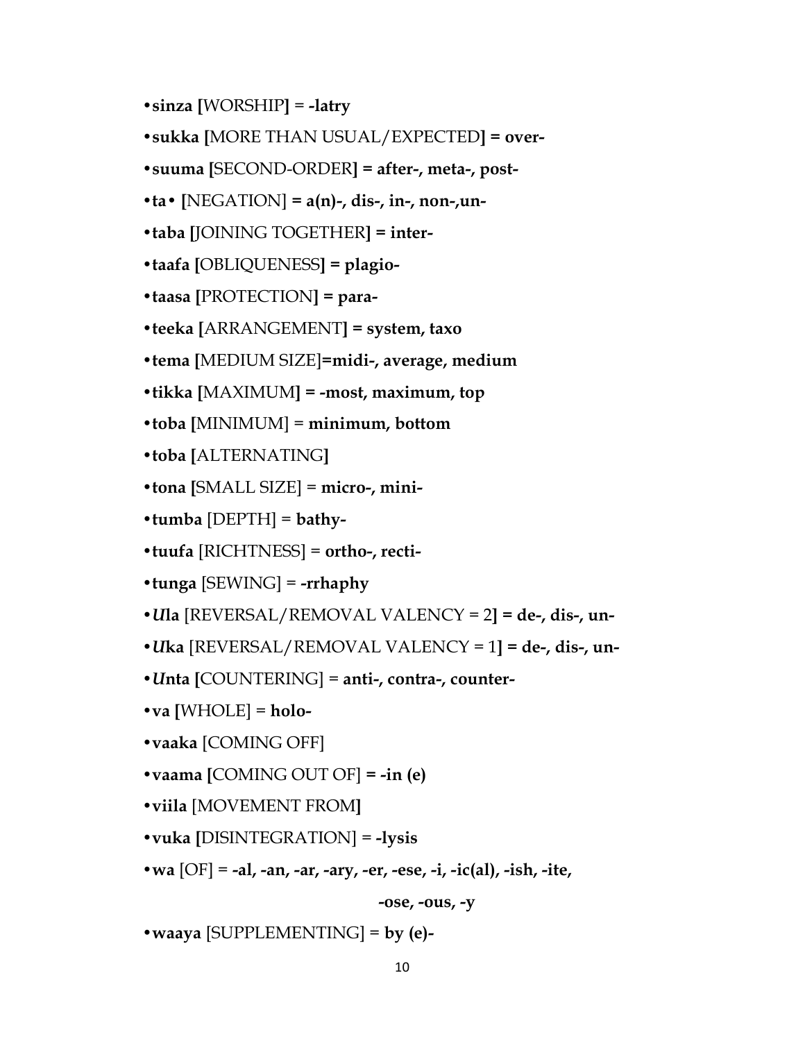- **sinza [**WORSHIP**]** = **-latry**
- **sukka [**MORE THAN USUAL/EXPECTED**] = over-**
- **suuma [**SECOND-ORDER**] = after-, meta-, post-**
- **ta• [**NEGATION] **= a(n)-, dis-, in-, non-,un-**
- **taba [**JOINING TOGETHER**] = inter-**
- **taafa [**OBLIQUENESS**] = plagio-**
- **taasa [**PROTECTION**] = para-**
- **teeka [**ARRANGEMENT**] = system, taxo**
- **tema [**MEDIUM SIZE**]=midi-, average, medium**
- **tikka [**MAXIMUM**] = -most, maximum, top**
- **toba [**MINIMUM] = **minimum, bottom**
- **toba [**ALTERNATING**]**
- **tona [**SMALL SIZE] = **micro-, mini-**
- **tumba** [DEPTH] = **bathy-**
- **tuufa** [RICHTNESS] = **ortho-, recti-**
- **tunga** [SEWING] = **-rrhaphy**
- ***U*la** [REVERSAL/REMOVAL VALENCY = 2**] = de-, dis-, un-**
- ***U*ka** [REVERSAL/REMOVAL VALENCY = 1**] = de-, dis-, un-**
- ***U*nta [**COUNTERING] = **anti-, contra-, counter-**
- **va [**WHOLE] = **holo-**
- **vaaka** [COMING OFF]
- **vaama [**COMING OUT OF] **= -in (e)**
- **viila** [MOVEMENT FROM**]**
- **vuka [**DISINTEGRATION] = **-lysis**
- **wa** [OF] = **-al, -an, -ar, -ary, -er, -ese, -i, -ic(al), -ish, -ite, -ose, -ous, -y**
- **waaya** [SUPPLEMENTING] = **by (e)-**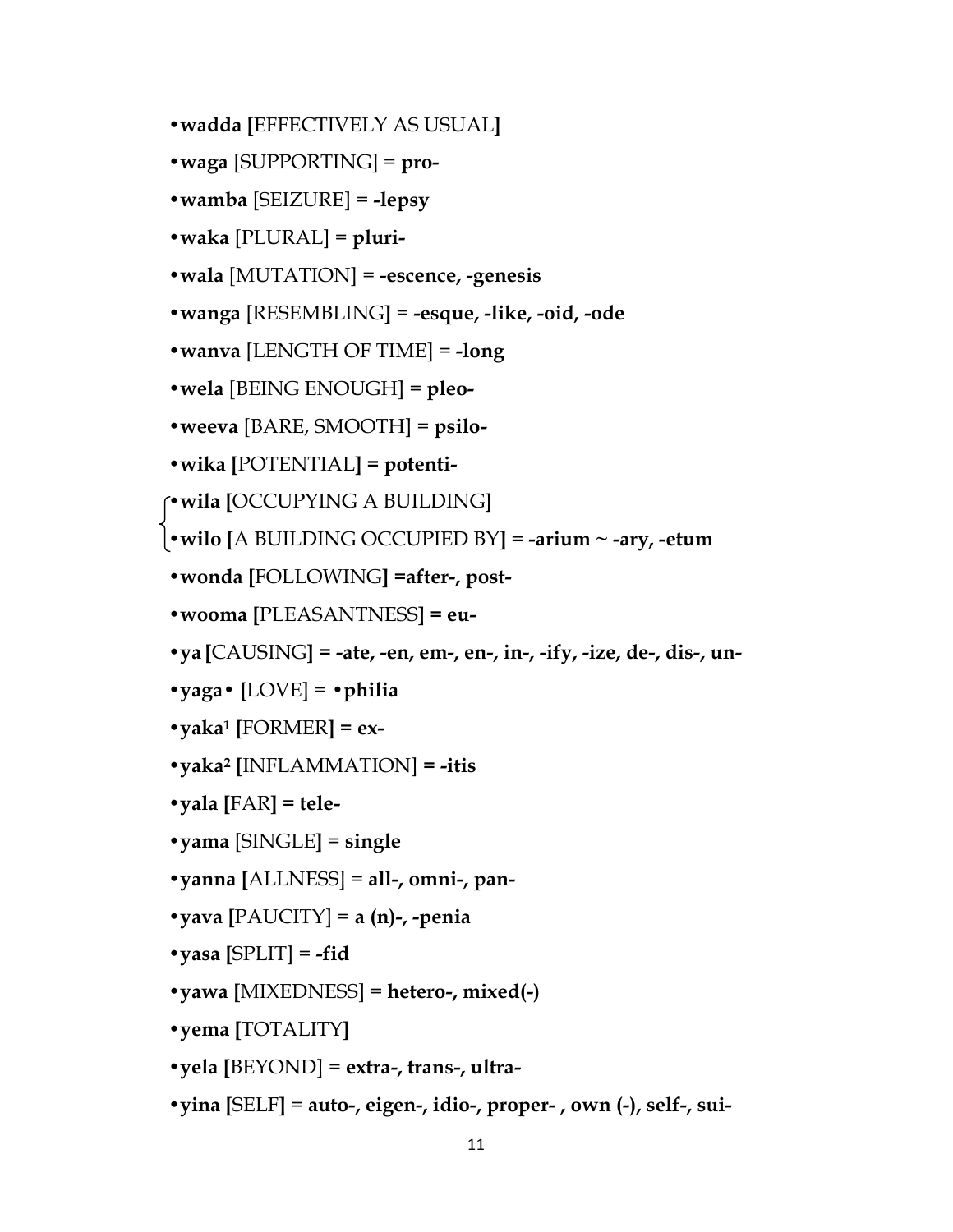- **wadda [**EFFECTIVELY AS USUAL**]**
- **waga** [SUPPORTING] = **pro-**
- **wamba** [SEIZURE] = **-lepsy**
- **waka** [PLURAL] = **pluri-**
- **wala** [MUTATION] = **-escence, -genesis**
- **wanga** [RESEMBLING**]** = **-esque, -like, -oid, -ode**
- **wanva** [LENGTH OF TIME] = **-long**
- **wela** [BEING ENOUGH] = **pleo-**
- **weeva** [BARE, SMOOTH] = **psilo-**
- **wika [**POTENTIAL**] = potenti-**
- **wila [**OCCUPYING A BUILDING**]**
- **wilo [**A BUILDING OCCUPIED BY**] = -arium ~ -ary, -etum**
- **wonda [**FOLLOWING**] =after-, post-**
- **wooma [**PLEASANTNESS**] = eu-**
- **ya [**CAUSING**] = -ate, -en, em-, en-, in-, -ify, -ize, de-, dis-, un-**
- **yaga• [**LOVE] = **•philia**
- **yaka[1] [**FORMER**] = ex-**
- **yaka[2] [**INFLAMMATION] **= -itis**
- **yala [**FAR**] = tele-**
- **yama** [SINGLE**]** = **single**
- **yanna [**ALLNESS] = **all-, omni-, pan-**
- **yava [**PAUCITY] = **a (n)-, -penia**
- **yasa [**SPLIT] = **-fid**
- **yawa [**MIXEDNESS] = **hetero-, mixed(-)**
- **yema [**TOTALITY**]**
- **yela [**BEYOND] = **extra-, trans-, ultra-**
- **yina [**SELF**] = auto-, eigen-, idio-, proper- , own (-), self-, sui-**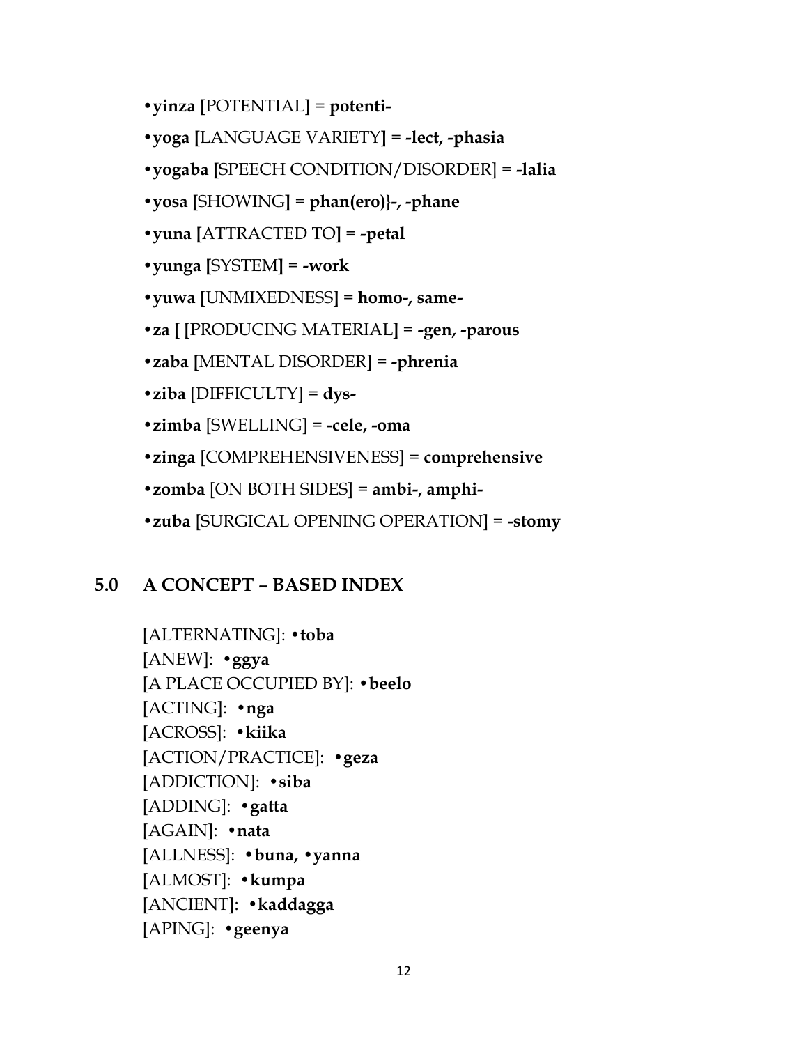- **yinza [**POTENTIAL**]** = **potenti-**
- **yoga [**LANGUAGE VARIETY**]** = **-lect, -phasia**
- **yogaba [**SPEECH CONDITION/DISORDER] = **-lalia**
- **yosa [**SHOWING**]** = **phan(ero)}-, -phane**
- **yuna [**ATTRACTED TO**] = -petal**
- **yunga [**SYSTEM**] = -work**
- **yuwa [**UNMIXEDNESS**]** = **homo-, same-**
- **za [ [**PRODUCING MATERIAL**]** = **-gen, -parous**
- **zaba [**MENTAL DISORDER] = **-phrenia**
- **ziba** [DIFFICULTY] = **dys-**
- **zimba** [SWELLING] = **-cele, -oma**
- **zinga** [COMPREHENSIVENESS] = **comprehensive**
- **zomba** [ON BOTH SIDES] = **ambi-, amphi-**
- **zuba** [SURGICAL OPENING OPERATION] = **-stomy**

## 5.0 A CONCEPT – BASED INDEX

[ALTERNATING]: •**toba**
[ANEW]: •**ggya**
[A PLACE OCCUPIED BY]: •**beelo**
[ACTING]: •**nga**
[ACROSS]: •**kiika**
[ACTION/PRACTICE]: •**geza**
[ADDICTION]: •**siba**
[ADDING]: •**gatta**
[AGAIN]: •**nata**
[ALLNESS]: •**buna**, •**yanna**
[ALMOST]: •**kumpa**
[ANCIENT]: •**kaddagga**
[APING]: •**geenya**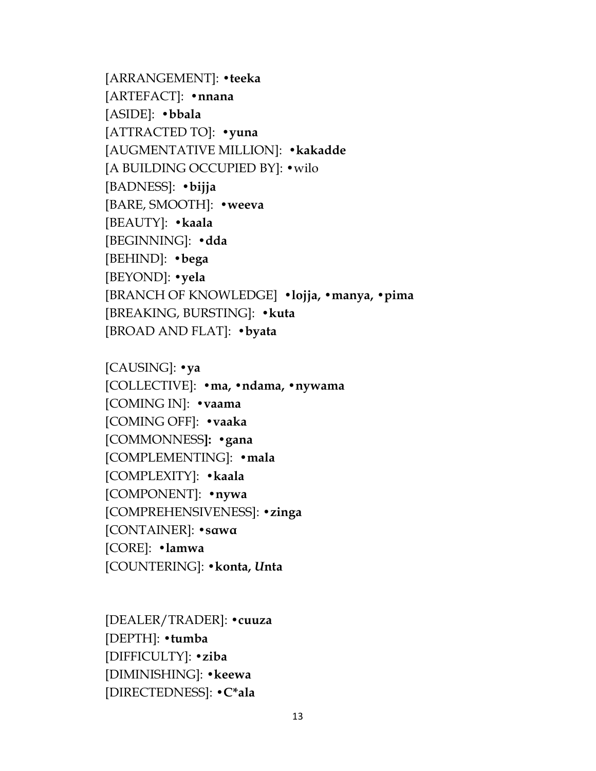[ARRANGEMENT]: •**teeka**
[ARTEFACT]: •**nnana**
[ASIDE]: •**bbala**
[ATTRACTED TO]: •**yuna**
[AUGMENTATIVE MILLION]: •**kakadde**
[A BUILDING OCCUPIED BY]: •wilo
[BADNESS]: •**bijja**
[BARE, SMOOTH]: •**weeva**
[BEAUTY]: •**kaala**
[BEGINNING]: •**dda**
[BEHIND]: •**bega**
[BEYOND]: •**yela**
[BRANCH OF KNOWLEDGE] •**lojja,** •**manya,** •**pima**
[BREAKING, BURSTING]: •**kuta**
[BROAD AND FLAT]: •**byata**

[CAUSING]: •**ya**
[COLLECTIVE]: •**ma,** •**ndama,** •**nywama**
[COMING IN]: •**vaama**
[COMING OFF]: •**vaaka**
[COMMONNESS**]:** •**gana**
[COMPLEMENTING]: •**mala**
[COMPLEXITY]: •**kaala**
[COMPONENT]: •**nywa**
[COMPREHENSIVENESS]: •**zinga**
[CONTAINER]: •**sɑwɑ**
[CORE]: •**lamwa**
[COUNTERING]: •**konta,** ***U*****nta**

[DEALER/TRADER]: •**cuuza**
[DEPTH]: •**tumba**
[DIFFICULTY]: •**ziba**
[DIMINISHING]: •**keewa**
[DIRECTEDNESS]: •**C*ala**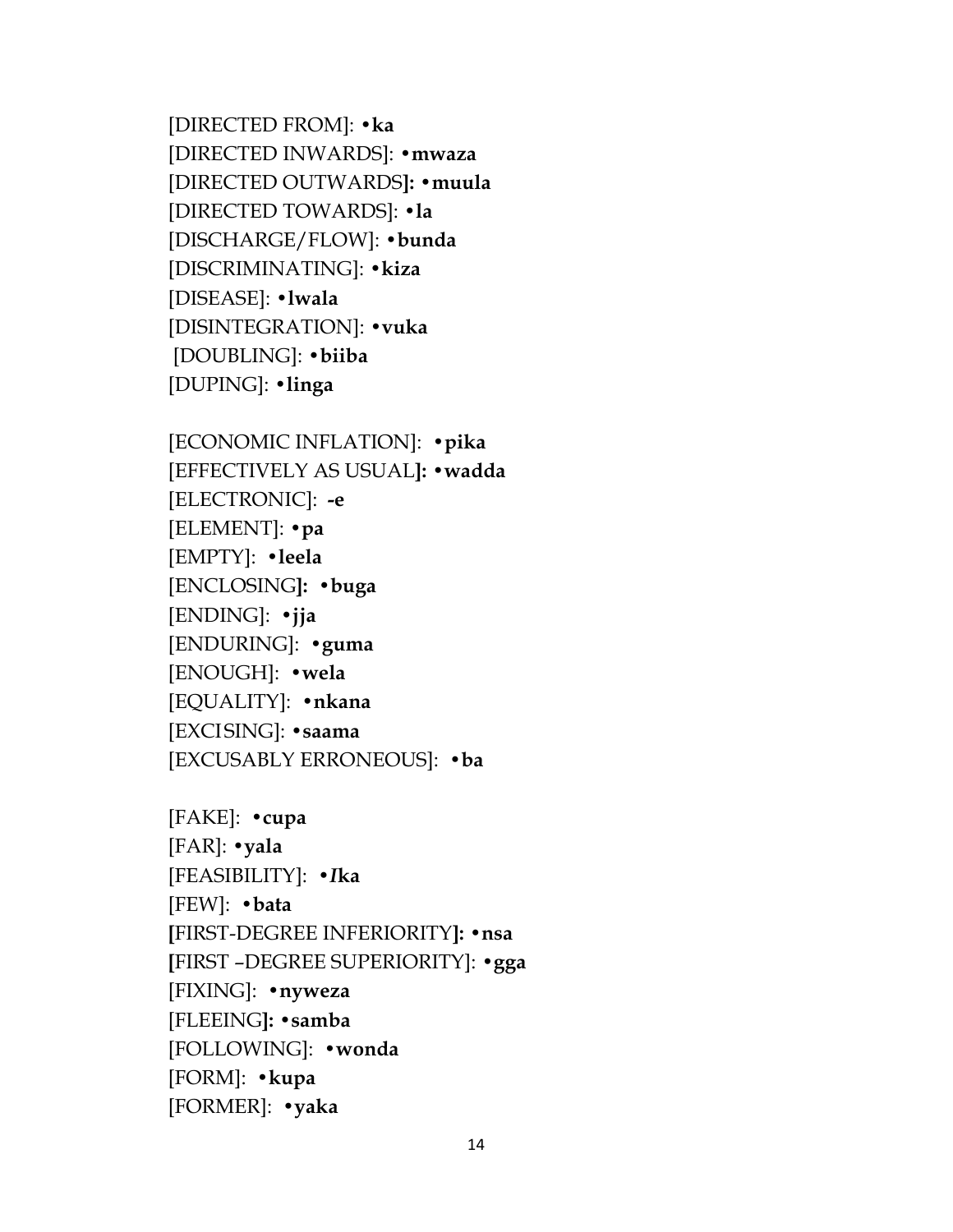[DIRECTED FROM]: •**ka**
[DIRECTED INWARDS]: •**mwaza**
[DIRECTED OUTWARDS**]:** •**muula**
[DIRECTED TOWARDS]: •**la**
[DISCHARGE/FLOW]: •**bunda**
[DISCRIMINATING]: •**kiza**
[DISEASE]: •**lwala**
[DISINTEGRATION]: •**vuka**
[DOUBLING]: •**biiba**
[DUPING]: •**linga**

[ECONOMIC INFLATION]: •**pika**
[EFFECTIVELY AS USUAL**]:** •**wadda**
[ELECTRONIC]: **-e**
[ELEMENT]: •**pa**
[EMPTY]: •**leela**
[ENCLOSING**]:** •**buga**
[ENDING]: •**jja**
[ENDURING]: •**guma**
[ENOUGH]: •**wela**
[EQUALITY]: •**nkana**
[EXCISING]: •**saama**
[EXCUSABLY ERRONEOUS]: •**ba**

[FAKE]: •**cupa**
[FAR]: •**yala**
[FEASIBILITY]: •***I*ka**
[FEW]: •**bata**
**[**FIRST-DEGREE INFERIORITY**]:** •**nsa**
**[**FIRST –DEGREE SUPERIORITY]: •**gga**
[FIXING]: •**nyweza**
[FLEEING**]:** •**samba**
[FOLLOWING]: •**wonda**
[FORM]: •**kupa**
[FORMER]: •**yaka**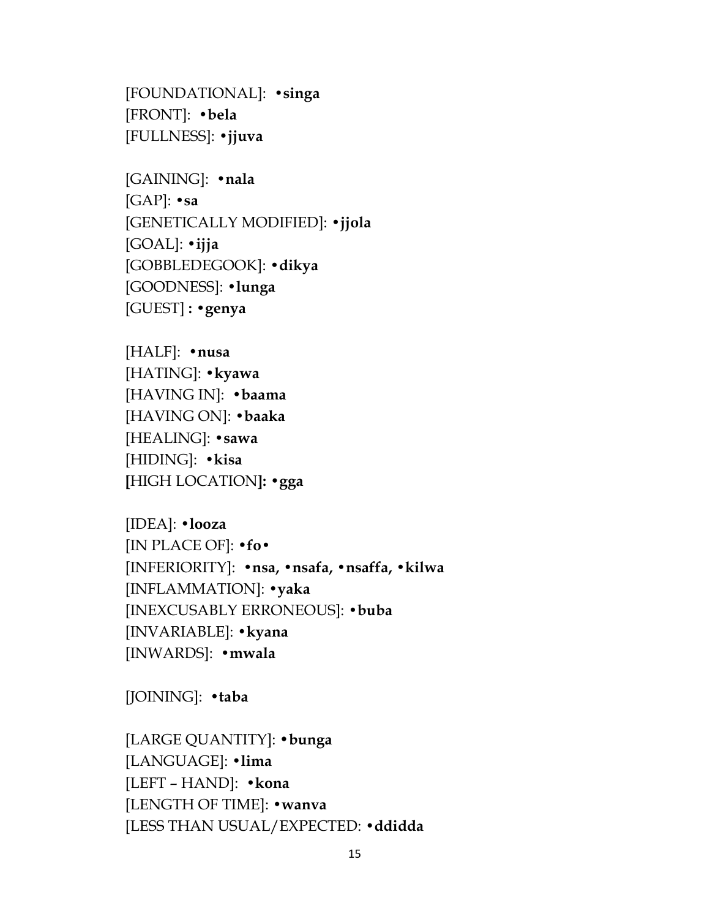[FOUNDATIONAL]: •**singa**
[FRONT]: •**bela**
[FULLNESS]: •**jjuva**

[GAINING]: •**nala**
[GAP]: •**sa**
[GENETICALLY MODIFIED]: •**jjola**
[GOAL]: •**ijja**
[GOBBLEDEGOOK]: •**dikya**
[GOODNESS]: •**lunga**
[GUEST] **:** •**genya**

[HALF]: •**nusa**
[HATING]: •**kyawa**
[HAVING IN]: •**baama**
[HAVING ON]: •**baaka**
[HEALING]: •**sawa**
[HIDING]: •**kisa**
**[**HIGH LOCATION**]:** •**gga**

[IDEA]: •**looza**
[IN PLACE OF]: •**fo**•
[INFERIORITY]: •**nsa,** •**nsafa,** •**nsaffa,** •**kilwa**
[INFLAMMATION]: •**yaka**
[INEXCUSABLY ERRONEOUS]: •**buba**
[INVARIABLE]: •**kyana**
[INWARDS]: •**mwala**

[JOINING]: •**taba**

[LARGE QUANTITY]: •**bunga**
[LANGUAGE]: •**lima**
[LEFT – HAND]: •**kona**
[LENGTH OF TIME]: •**wanva**
[LESS THAN USUAL/EXPECTED: •**ddidda**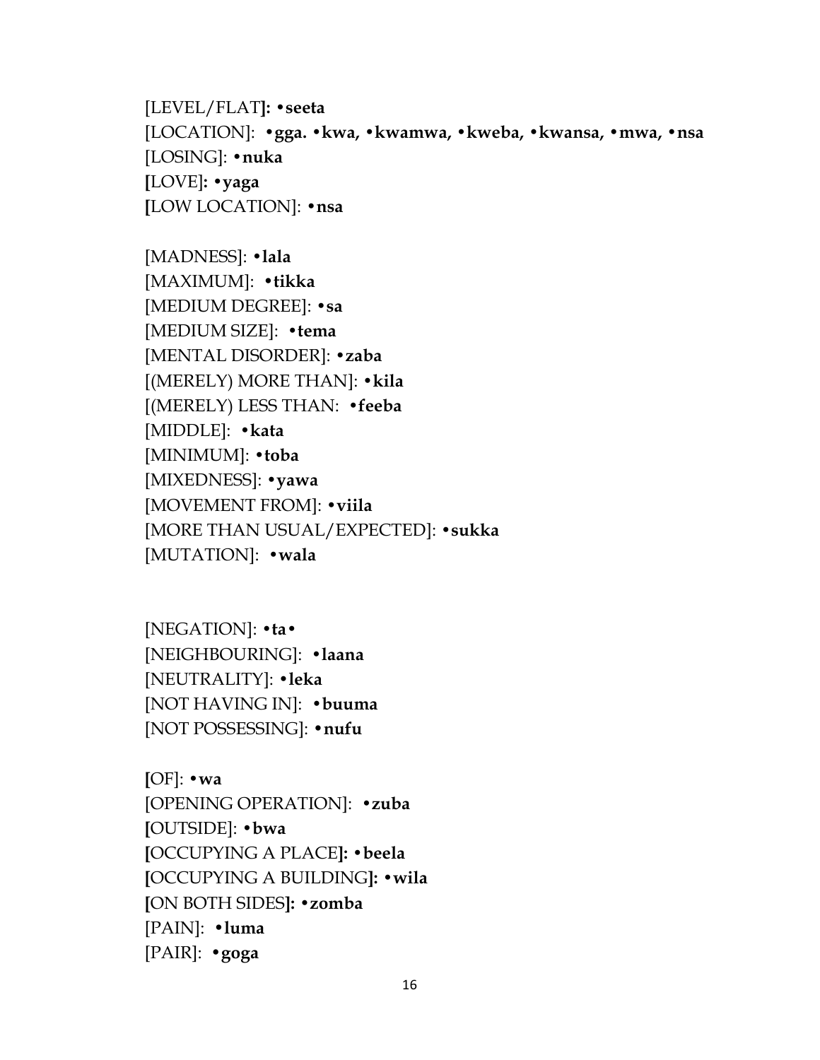[LEVEL/FLAT]: •**seeta**
[LOCATION]: •**gga.** •**kwa,** •**kwamwa,** •**kweba,** •**kwansa,** •**mwa,** •**nsa**
[LOSING]: •**nuka**
[LOVE]: •**yaga**
[LOW LOCATION]: •**nsa**

[MADNESS]: •**lala**
[MAXIMUM]: •**tikka**
[MEDIUM DEGREE]: •**sa**
[MEDIUM SIZE]: •**tema**
[MENTAL DISORDER]: •**zaba**
[(MERELY) MORE THAN]: •**kila**
[(MERELY) LESS THAN: •**feeba**
[MIDDLE]: •**kata**
[MINIMUM]: •**toba**
[MIXEDNESS]: •**yawa**
[MOVEMENT FROM]: •**viila**
[MORE THAN USUAL/EXPECTED]: •**sukka**
[MUTATION]: •**wala**

[NEGATION]: •**ta**•
[NEIGHBOURING]: •**laana**
[NEUTRALITY]: •**leka**
[NOT HAVING IN]: •**buuma**
[NOT POSSESSING]: •**nufu**

[OF]: •**wa**
[OPENING OPERATION]: •**zuba**
[OUTSIDE]: •**bwa**
[OCCUPYING A PLACE]: •**beela**
[OCCUPYING A BUILDING]: •**wila**
[ON BOTH SIDES]: •**zomba**
[PAIN]: •**luma**
[PAIR]: •**goga**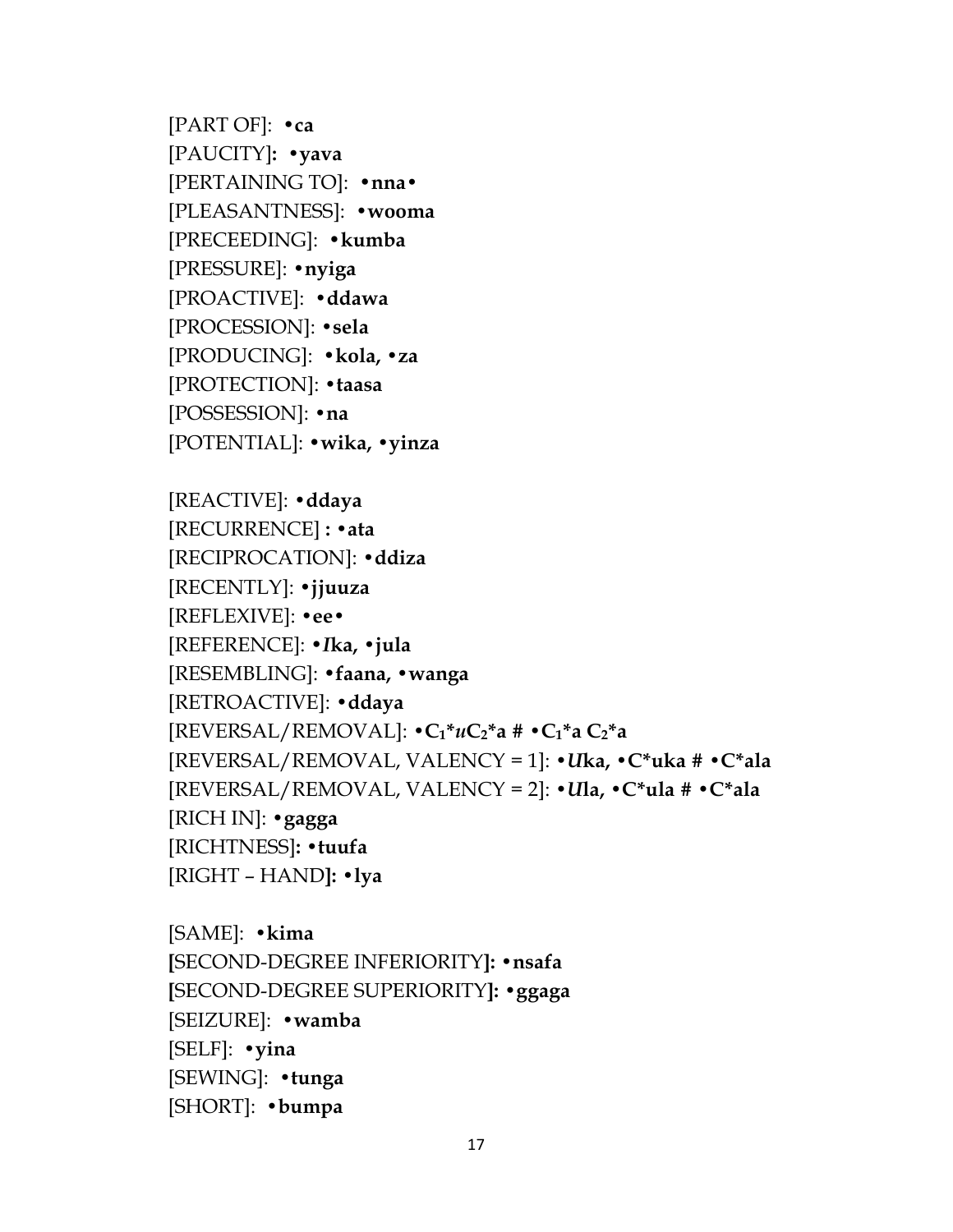[PART OF]: **•ca**
[PAUCITY]**: •yava**
[PERTAINING TO]: **•nna•**
[PLEASANTNESS]: **•wooma**
[PRECEEDING]: **•kumba**
[PRESSURE]: **•nyiga**
[PROACTIVE]: **•ddawa**
[PROCESSION]: **•sela**
[PRODUCING]: **•kola, •za**
[PROTECTION]: **•taasa**
[POSSESSION]: **•na**
[POTENTIAL]: **•wika, •yinza**

[REACTIVE]: **•ddaya**
[RECURRENCE] **: •ata**
[RECIPROCATION]: **•ddiza**
[RECENTLY]: **•jjuuza**
[REFLEXIVE]: **•ee•**
[REFERENCE]: **•*I*ka, •jula**
[RESEMBLING]: **•faana, •wanga**
[RETROACTIVE]: **•ddaya**
[REVERSAL/REMOVAL]: **•$C_1$*$u$$C_2$*a # •$C_1$*a $C_2$*a**
[REVERSAL/REMOVAL, VALENCY = 1]: **•*U*ka, •C*uka # •C*ala**
[REVERSAL/REMOVAL, VALENCY = 2]: **•*U*la, •C*ula # •C*ala**
[RICH IN]: **•gagga**
[RICHTNESS]**: •tuufa**
[RIGHT – HAND]**: •lya**

[SAME]: **•kima**
**[**SECOND-DEGREE INFERIORITY**]: •nsafa**
**[**SECOND-DEGREE SUPERIORITY**]: •ggaga**
[SEIZURE]: **•wamba**
[SELF]: **•yina**
[SEWING]: **•tunga**
[SHORT]: **•bumpa**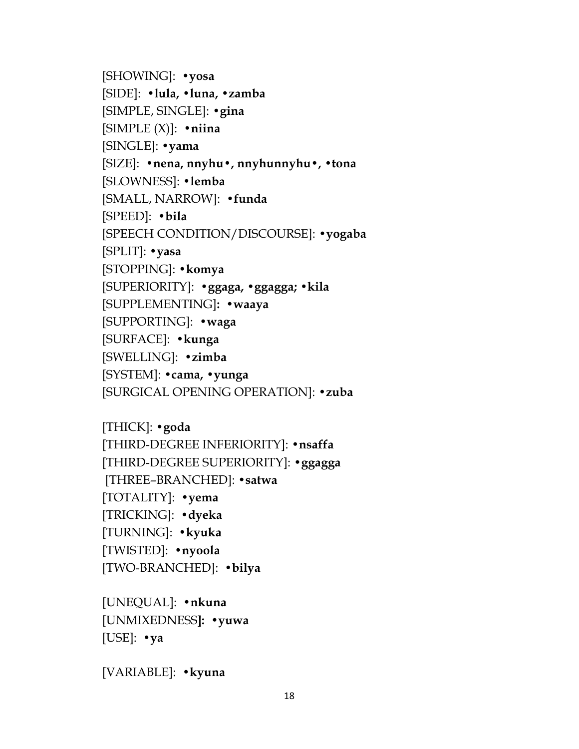[SHOWING]: **•yosa**
[SIDE]: **•lula, •luna, •zamba**
[SIMPLE, SINGLE]: **•gina**
[SIMPLE (X)]: **•niina**
[SINGLE]: **•yama**
[SIZE]: **•nena, nnyhu•, nnyhunnyhu•, •tona**
[SLOWNESS]: **•lemba**
[SMALL, NARROW]: **•funda**
[SPEED]: **•bila**
[SPEECH CONDITION/DISCOURSE]: **•yogaba**
[SPLIT]: **•yasa**
[STOPPING]: **•komya**
[SUPERIORITY]: **•ggaga, •ggagga; •kila**
[SUPPLEMENTING]**: •waaya**
[SUPPORTING]: **•waga**
[SURFACE]: **•kunga**
[SWELLING]: **•zimba**
[SYSTEM]: **•cama, •yunga**
[SURGICAL OPENING OPERATION]: **•zuba**

[THICK]: **•goda**
[THIRD-DEGREE INFERIORITY]: **•nsaffa**
[THIRD-DEGREE SUPERIORITY]: **•ggagga**
[THREE–BRANCHED]: **•satwa**
[TOTALITY]: **•yema**
[TRICKING]: **•dyeka**
[TURNING]: **•kyuka**
[TWISTED]: **•nyoola**
[TWO-BRANCHED]: **•bilya**

[UNEQUAL]: **•nkuna**
[UNMIXEDNESS**]: •yuwa**
[USE]: **•ya**

[VARIABLE]: **•kyuna**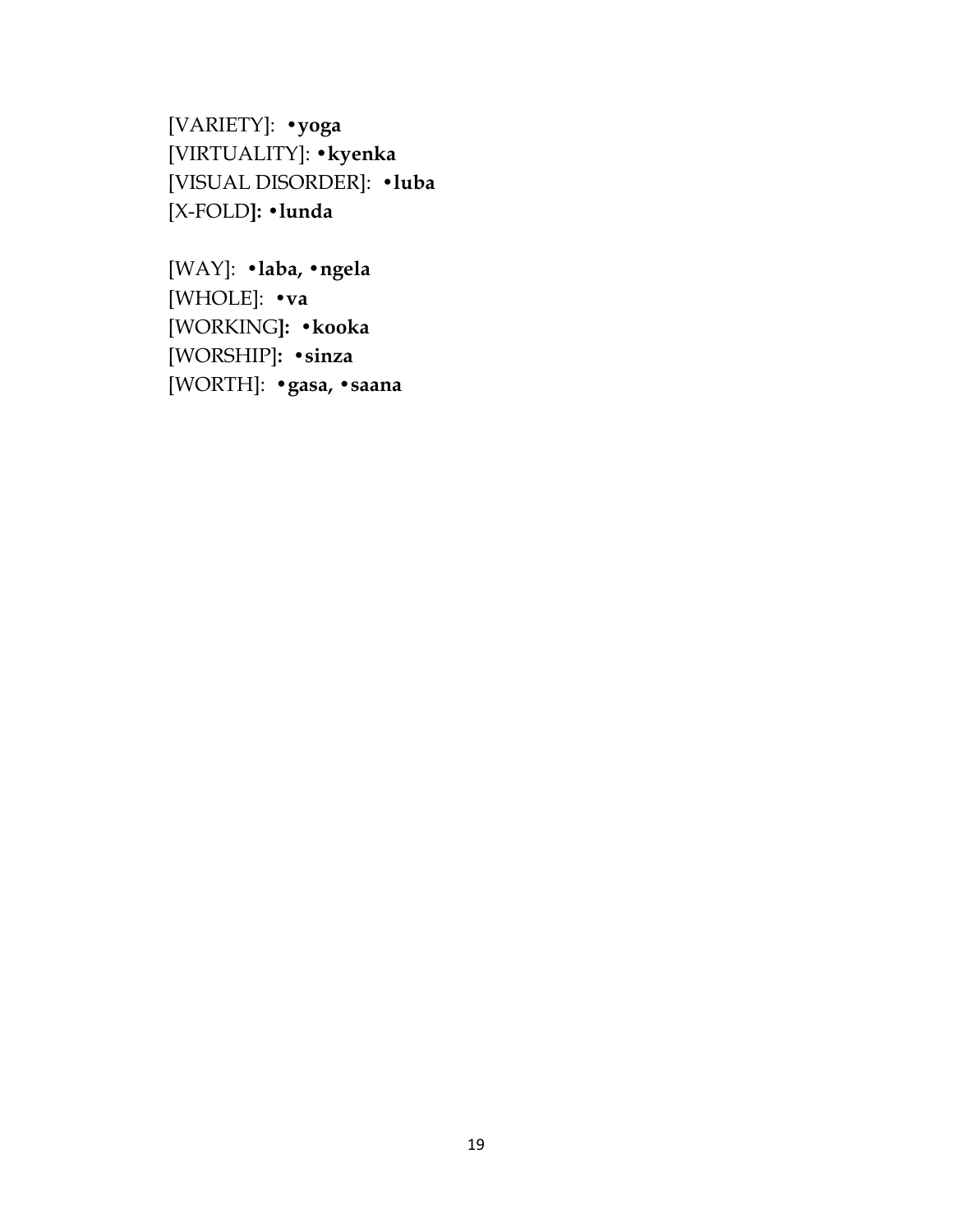[VARIETY]: •**yoga**
[VIRTUALITY]: •**kyenka**
[VISUAL DISORDER]: •**luba**
[X-FOLD**]: •lunda**

[WAY]: •**laba,** •**ngela**
[WHOLE]: •**va**
[WORKING**]:** •**kooka**
[WORSHIP]**:** •**sinza**
[WORTH]: •**gasa,** •**saana**